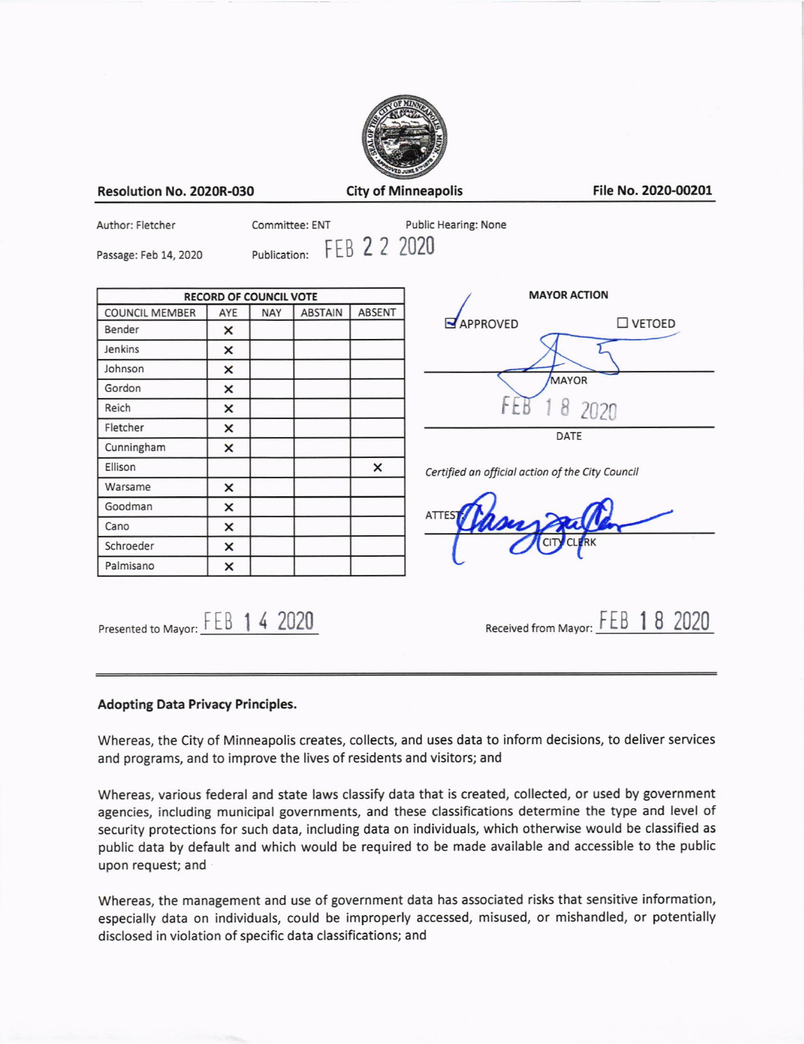**Resolution No. 2020R-030** | **City of Minneapolis** | **File No. 2020-00201**

Author: Fletcher | Committee: ENT | Public Hearing: None

Passage: Feb 14, 2020 | Publication: FEB 22 2020

| RECORD OF COUNCIL VOTE | | | | |
|---|---|---|---|---|
| COUNCIL MEMBER | AYE | NAY | ABSTAIN | ABSENT |
| Bender | × | | | |
| Jenkins | × | | | |
| Johnson | × | | | |
| Gordon | × | | | |
| Reich | × | | | |
| Fletcher | × | | | |
| Cunningham | × | | | |
| Ellison | | | | × |
| Warsame | × | | | |
| Goodman | × | | | |
| Cano | × | | | |
| Schroeder | × | | | |
| Palmisano | × | | | |

**MAYOR ACTION**

☑ APPROVED ☐ VETOED

MAYOR

FEB 18 2020

DATE

*Certified an official action of the City Council*

ATTEST: CITY CLERK

Presented to Mayor: FEB 14 2020

Received from Mayor: FEB 18 2020

---

**Adopting Data Privacy Principles.**

Whereas, the City of Minneapolis creates, collects, and uses data to inform decisions, to deliver services and programs, and to improve the lives of residents and visitors; and

Whereas, various federal and state laws classify data that is created, collected, or used by government agencies, including municipal governments, and these classifications determine the type and level of security protections for such data, including data on individuals, which otherwise would be classified as public data by default and which would be required to be made available and accessible to the public upon request; and

Whereas, the management and use of government data has associated risks that sensitive information, especially data on individuals, could be improperly accessed, misused, or mishandled, or potentially disclosed in violation of specific data classifications; and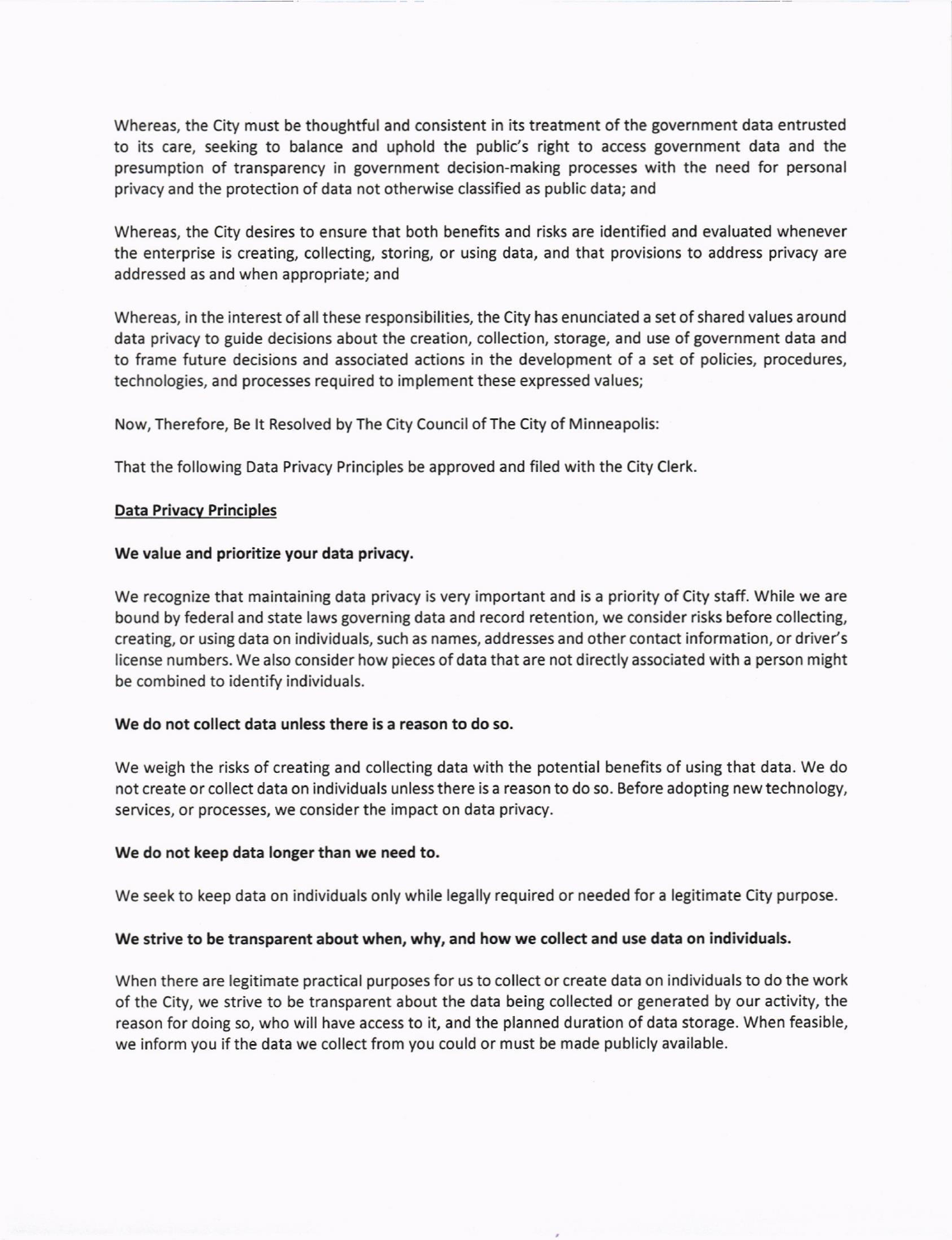Whereas, the City must be thoughtful and consistent in its treatment of the government data entrusted to its care, seeking to balance and uphold the public's right to access government data and the presumption of transparency in government decision-making processes with the need for personal privacy and the protection of data not otherwise classified as public data; and

Whereas, the City desires to ensure that both benefits and risks are identified and evaluated whenever the enterprise is creating, collecting, storing, or using data, and that provisions to address privacy are addressed as and when appropriate; and

Whereas, in the interest of all these responsibilities, the City has enunciated a set of shared values around data privacy to guide decisions about the creation, collection, storage, and use of government data and to frame future decisions and associated actions in the development of a set of policies, procedures, technologies, and processes required to implement these expressed values;

Now, Therefore, Be It Resolved by The City Council of The City of Minneapolis:

That the following Data Privacy Principles be approved and filed with the City Clerk.

<u>Data Privacy Principles</u>

**We value and prioritize your data privacy.**

We recognize that maintaining data privacy is very important and is a priority of City staff. While we are bound by federal and state laws governing data and record retention, we consider risks before collecting, creating, or using data on individuals, such as names, addresses and other contact information, or driver's license numbers. We also consider how pieces of data that are not directly associated with a person might be combined to identify individuals.

**We do not collect data unless there is a reason to do so.**

We weigh the risks of creating and collecting data with the potential benefits of using that data. We do not create or collect data on individuals unless there is a reason to do so. Before adopting new technology, services, or processes, we consider the impact on data privacy.

**We do not keep data longer than we need to.**

We seek to keep data on individuals only while legally required or needed for a legitimate City purpose.

**We strive to be transparent about when, why, and how we collect and use data on individuals.**

When there are legitimate practical purposes for us to collect or create data on individuals to do the work of the City, we strive to be transparent about the data being collected or generated by our activity, the reason for doing so, who will have access to it, and the planned duration of data storage. When feasible, we inform you if the data we collect from you could or must be made publicly available.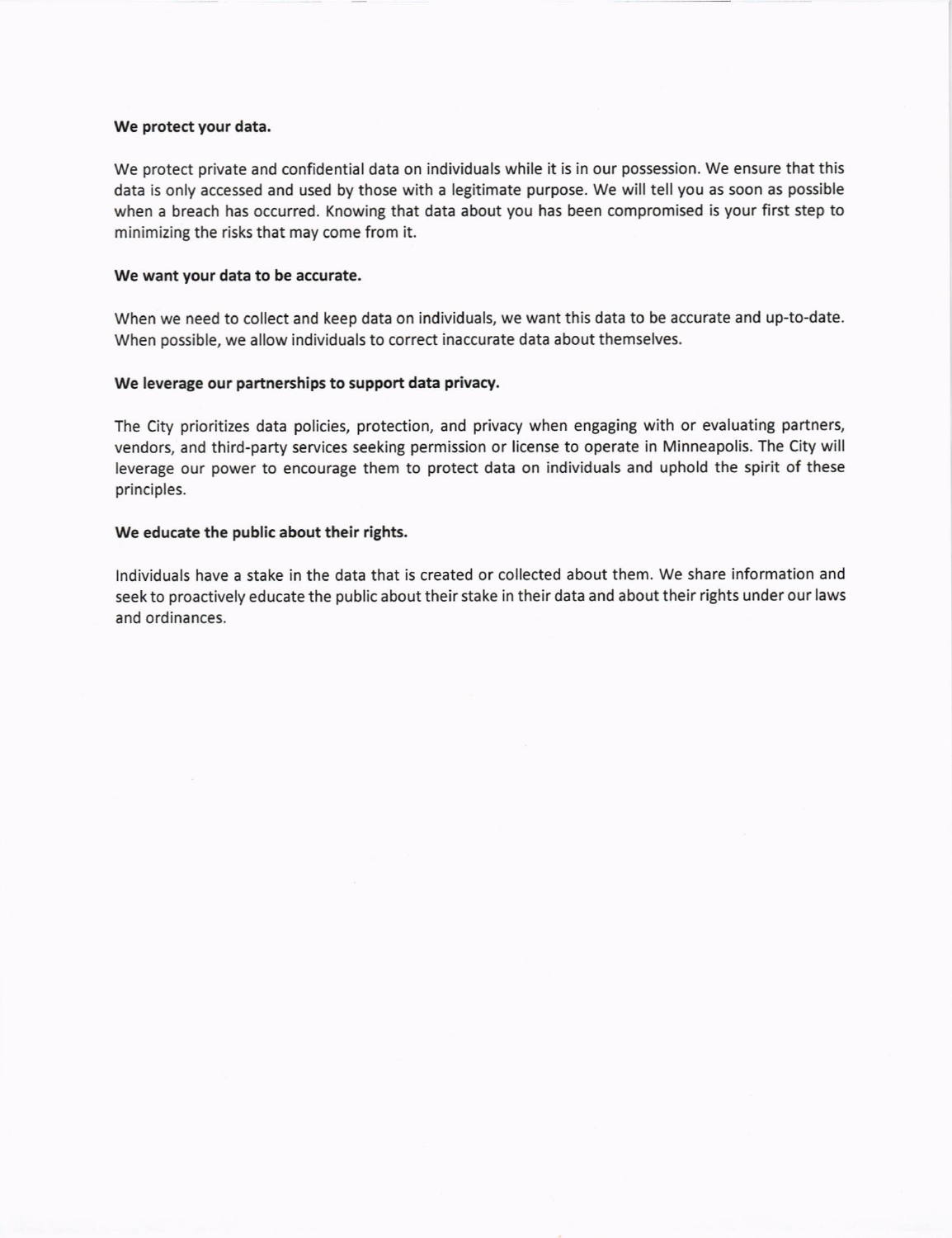**We protect your data.**

We protect private and confidential data on individuals while it is in our possession. We ensure that this data is only accessed and used by those with a legitimate purpose. We will tell you as soon as possible when a breach has occurred. Knowing that data about you has been compromised is your first step to minimizing the risks that may come from it.

**We want your data to be accurate.**

When we need to collect and keep data on individuals, we want this data to be accurate and up-to-date. When possible, we allow individuals to correct inaccurate data about themselves.

**We leverage our partnerships to support data privacy.**

The City prioritizes data policies, protection, and privacy when engaging with or evaluating partners, vendors, and third-party services seeking permission or license to operate in Minneapolis. The City will leverage our power to encourage them to protect data on individuals and uphold the spirit of these principles.

**We educate the public about their rights.**

Individuals have a stake in the data that is created or collected about them. We share information and seek to proactively educate the public about their stake in their data and about their rights under our laws and ordinances.